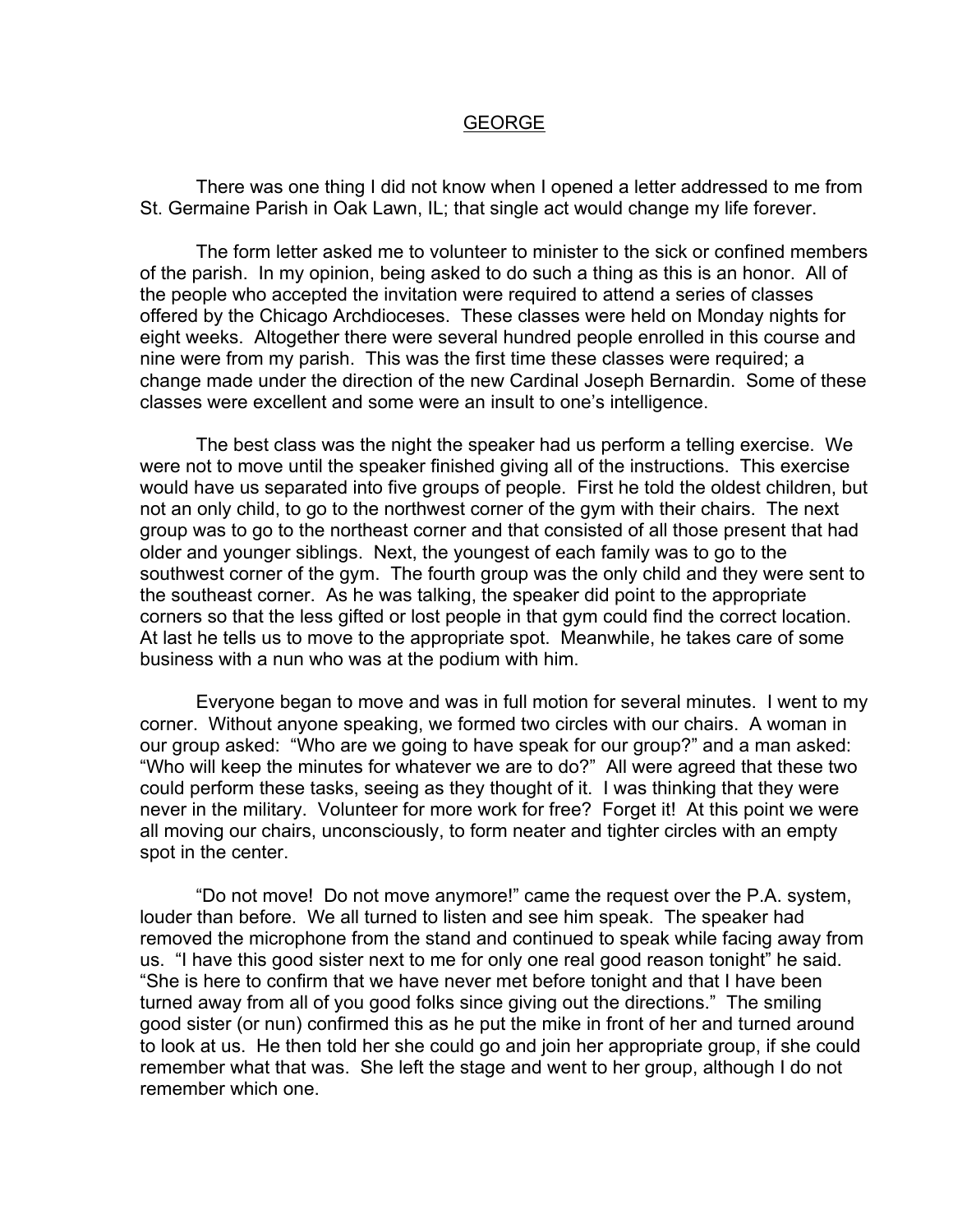# GEORGE

There was one thing I did not know when I opened a letter addressed to me from St. Germaine Parish in Oak Lawn, IL; that single act would change my life forever.

The form letter asked me to volunteer to minister to the sick or confined members of the parish. In my opinion, being asked to do such a thing as this is an honor. All of the people who accepted the invitation were required to attend a series of classes offered by the Chicago Archdioceses. These classes were held on Monday nights for eight weeks. Altogether there were several hundred people enrolled in this course and nine were from my parish. This was the first time these classes were required; a change made under the direction of the new Cardinal Joseph Bernardin. Some of these classes were excellent and some were an insult to one's intelligence.

The best class was the night the speaker had us perform a telling exercise. We were not to move until the speaker finished giving all of the instructions. This exercise would have us separated into five groups of people. First he told the oldest children, but not an only child, to go to the northwest corner of the gym with their chairs. The next group was to go to the northeast corner and that consisted of all those present that had older and younger siblings. Next, the youngest of each family was to go to the southwest corner of the gym. The fourth group was the only child and they were sent to the southeast corner. As he was talking, the speaker did point to the appropriate corners so that the less gifted or lost people in that gym could find the correct location. At last he tells us to move to the appropriate spot. Meanwhile, he takes care of some business with a nun who was at the podium with him.

Everyone began to move and was in full motion for several minutes. I went to my corner. Without anyone speaking, we formed two circles with our chairs. A woman in our group asked: "Who are we going to have speak for our group?" and a man asked: "Who will keep the minutes for whatever we are to do?" All were agreed that these two could perform these tasks, seeing as they thought of it. I was thinking that they were never in the military. Volunteer for more work for free? Forget it! At this point we were all moving our chairs, unconsciously, to form neater and tighter circles with an empty spot in the center.

"Do not move! Do not move anymore!" came the request over the P.A. system, louder than before. We all turned to listen and see him speak. The speaker had removed the microphone from the stand and continued to speak while facing away from us. "I have this good sister next to me for only one real good reason tonight" he said. "She is here to confirm that we have never met before tonight and that I have been turned away from all of you good folks since giving out the directions." The smiling good sister (or nun) confirmed this as he put the mike in front of her and turned around to look at us. He then told her she could go and join her appropriate group, if she could remember what that was. She left the stage and went to her group, although I do not remember which one.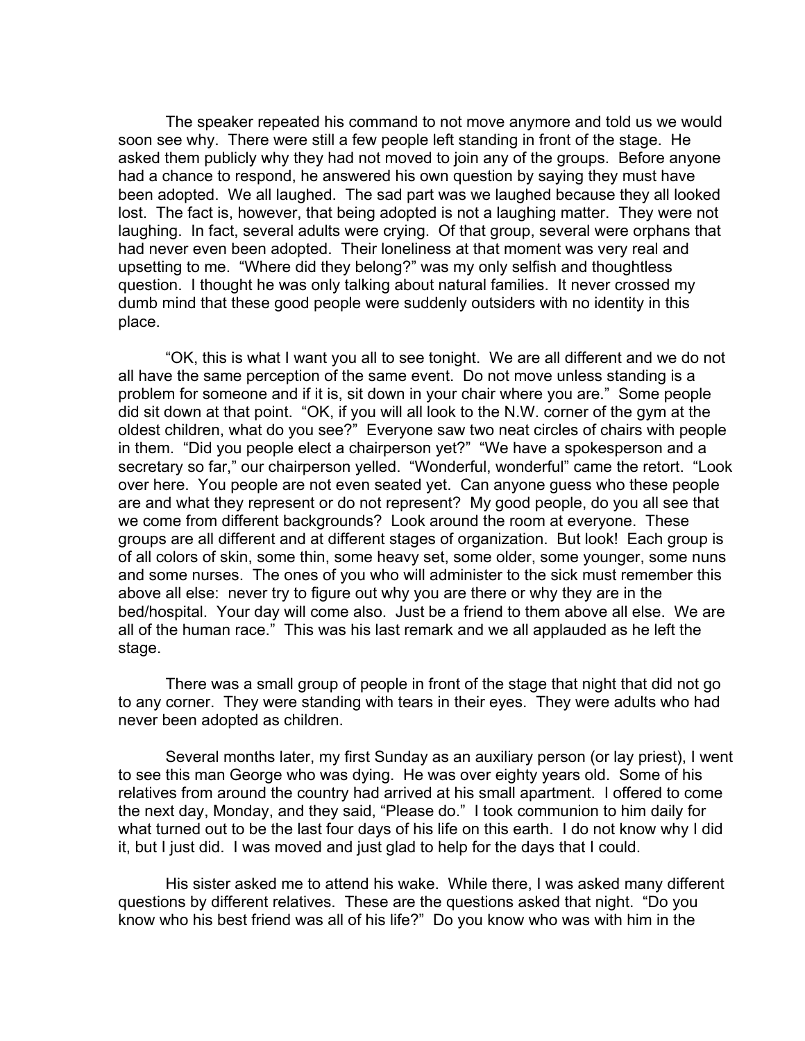The speaker repeated his command to not move anymore and told us we would soon see why. There were still a few people left standing in front of the stage. He asked them publicly why they had not moved to join any of the groups. Before anyone had a chance to respond, he answered his own question by saying they must have been adopted. We all laughed. The sad part was we laughed because they all looked lost. The fact is, however, that being adopted is not a laughing matter. They were not laughing. In fact, several adults were crying. Of that group, several were orphans that had never even been adopted. Their loneliness at that moment was very real and upsetting to me. "Where did they belong?" was my only selfish and thoughtless question. I thought he was only talking about natural families. It never crossed my dumb mind that these good people were suddenly outsiders with no identity in this place.

"OK, this is what I want you all to see tonight. We are all different and we do not all have the same perception of the same event. Do not move unless standing is a problem for someone and if it is, sit down in your chair where you are." Some people did sit down at that point. "OK, if you will all look to the N.W. corner of the gym at the oldest children, what do you see?" Everyone saw two neat circles of chairs with people in them. "Did you people elect a chairperson yet?" "We have a spokesperson and a secretary so far," our chairperson yelled. "Wonderful, wonderful" came the retort. "Look over here. You people are not even seated yet. Can anyone guess who these people are and what they represent or do not represent? My good people, do you all see that we come from different backgrounds? Look around the room at everyone. These groups are all different and at different stages of organization. But look! Each group is of all colors of skin, some thin, some heavy set, some older, some younger, some nuns and some nurses. The ones of you who will administer to the sick must remember this above all else: never try to figure out why you are there or why they are in the bed/hospital. Your day will come also. Just be a friend to them above all else. We are all of the human race." This was his last remark and we all applauded as he left the stage.

There was a small group of people in front of the stage that night that did not go to any corner. They were standing with tears in their eyes. They were adults who had never been adopted as children.

Several months later, my first Sunday as an auxiliary person (or lay priest), I went to see this man George who was dying. He was over eighty years old. Some of his relatives from around the country had arrived at his small apartment. I offered to come the next day, Monday, and they said, "Please do." I took communion to him daily for what turned out to be the last four days of his life on this earth. I do not know why I did it, but I just did. I was moved and just glad to help for the days that I could.

His sister asked me to attend his wake. While there, I was asked many different questions by different relatives. These are the questions asked that night. "Do you know who his best friend was all of his life?" Do you know who was with him in the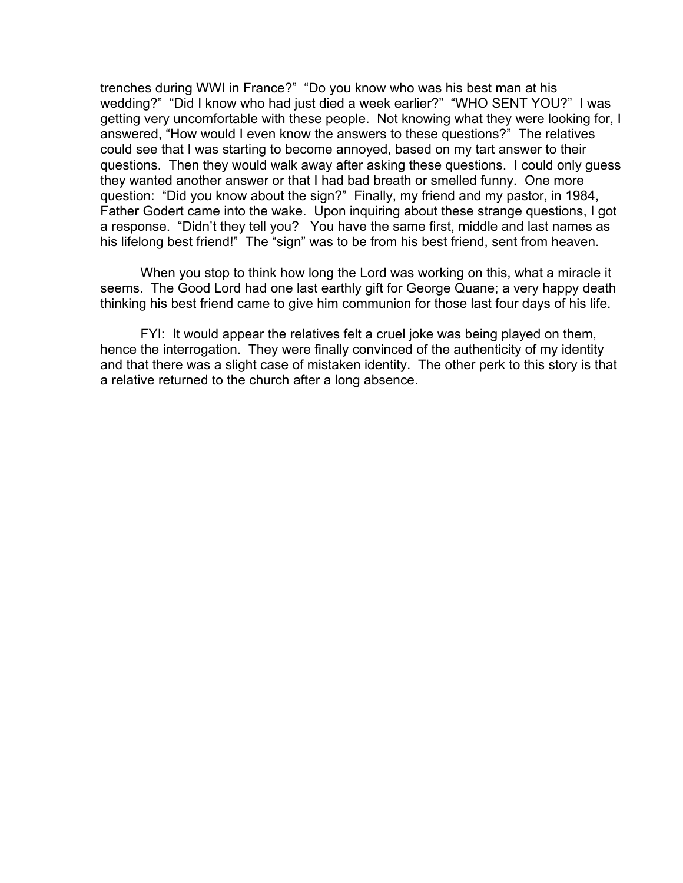trenches during WWI in France?” “Do you know who was his best man at his wedding?” “Did I know who had just died a week earlier?” “WHO SENT YOU?” I was getting very uncomfortable with these people. Not knowing what they were looking for, I answered, “How would I even know the answers to these questions?” The relatives could see that I was starting to become annoyed, based on my tart answer to their questions. Then they would walk away after asking these questions. I could only guess they wanted another answer or that I had bad breath or smelled funny. One more question: “Did you know about the sign?” Finally, my friend and my pastor, in 1984, Father Godert came into the wake. Upon inquiring about these strange questions, I got a response. “Didn’t they tell you? You have the same first, middle and last names as his lifelong best friend!” The “sign” was to be from his best friend, sent from heaven.

When you stop to think how long the Lord was working on this, what a miracle it seems. The Good Lord had one last earthly gift for George Quane; a very happy death thinking his best friend came to give him communion for those last four days of his life.

FYI: It would appear the relatives felt a cruel joke was being played on them, hence the interrogation. They were finally convinced of the authenticity of my identity and that there was a slight case of mistaken identity. The other perk to this story is that a relative returned to the church after a long absence.